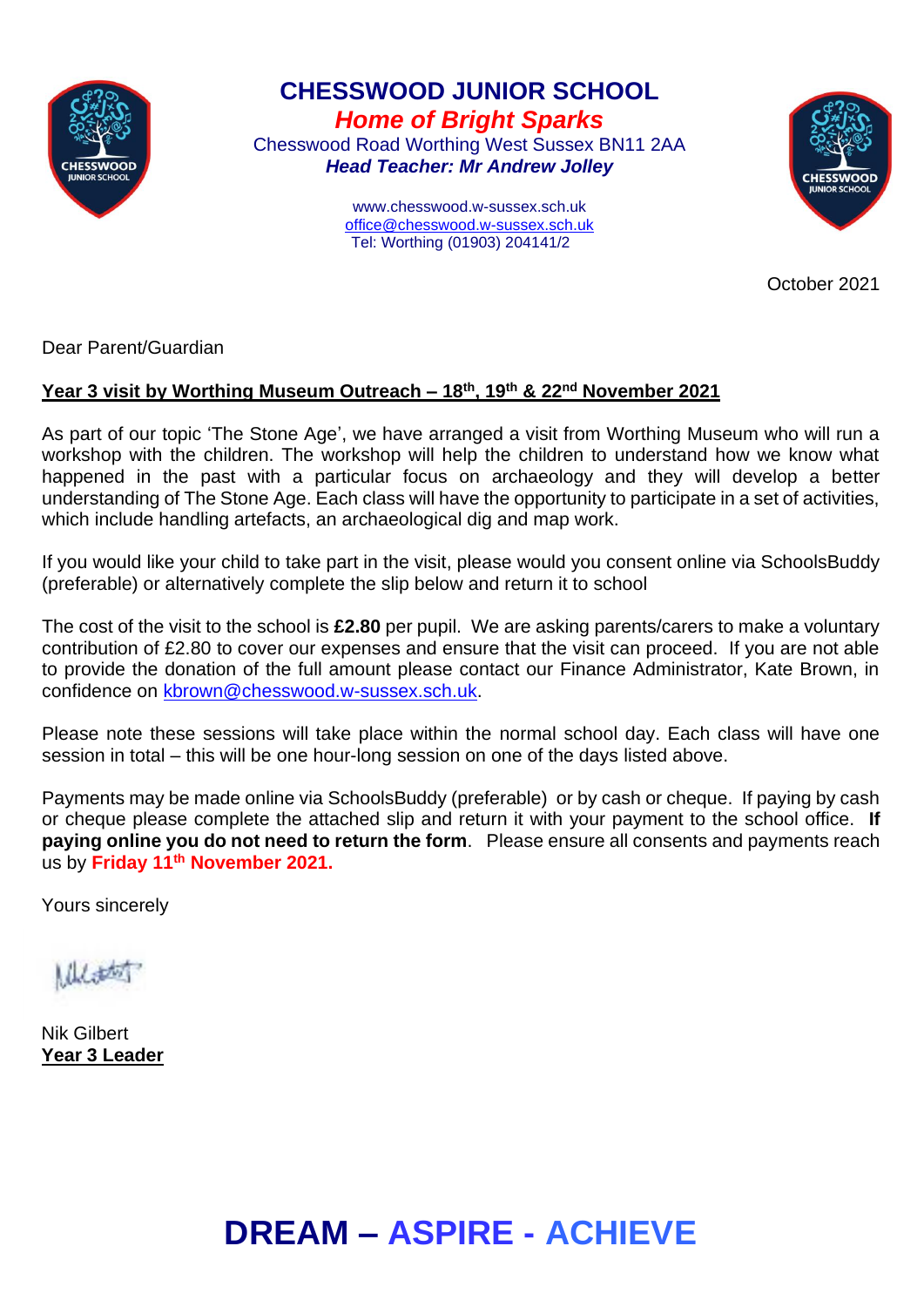# CHESSWOOD JUNIOR SCHOOL

***Home of Bright Sparks***

Chesswood Road Worthing West Sussex BN11 2AA

***Head Teacher: Mr Andrew Jolley***

www.chesswood.w-sussex.sch.uk
office@chesswood.w-sussex.sch.uk
Tel: Worthing (01903) 204141/2

October 2021

Dear Parent/Guardian

**Year 3 visit by Worthing Museum Outreach – 18th, 19th & 22nd November 2021**

As part of our topic 'The Stone Age', we have arranged a visit from Worthing Museum who will run a workshop with the children. The workshop will help the children to understand how we know what happened in the past with a particular focus on archaeology and they will develop a better understanding of The Stone Age. Each class will have the opportunity to participate in a set of activities, which include handling artefacts, an archaeological dig and map work.

If you would like your child to take part in the visit, please would you consent online via SchoolsBuddy (preferable) or alternatively complete the slip below and return it to school

The cost of the visit to the school is **£2.80** per pupil. We are asking parents/carers to make a voluntary contribution of £2.80 to cover our expenses and ensure that the visit can proceed. If you are not able to provide the donation of the full amount please contact our Finance Administrator, Kate Brown, in confidence on kbrown@chesswood.w-sussex.sch.uk.

Please note these sessions will take place within the normal school day. Each class will have one session in total – this will be one hour-long session on one of the days listed above.

Payments may be made online via SchoolsBuddy (preferable) or by cash or cheque. If paying by cash or cheque please complete the attached slip and return it with your payment to the school office. **If paying online you do not need to return the form**. Please ensure all consents and payments reach us by **Friday 11th November 2021.**

Yours sincerely

Nik Gilbert
**Year 3 Leader**

**DREAM – ASPIRE - ACHIEVE**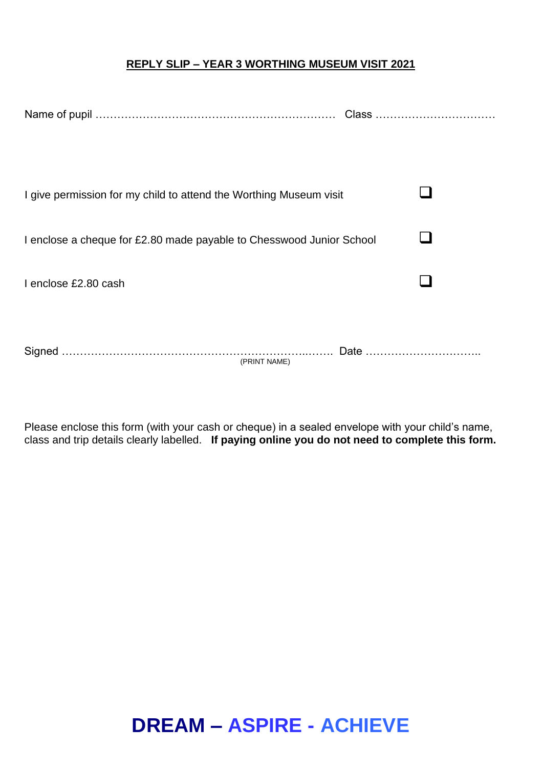**REPLY SLIP – YEAR 3 WORTHING MUSEUM VISIT 2021**

Name of pupil ………………………………………………………… Class ……………………………

I give permission for my child to attend the Worthing Museum visit ☐

I enclose a cheque for £2.80 made payable to Chesswood Junior School ☐

I enclose £2.80 cash ☐

Signed ……………………………………………………………..……. Date …………………………..
(PRINT NAME)

Please enclose this form (with your cash or cheque) in a sealed envelope with your child's name, class and trip details clearly labelled. **If paying online you do not need to complete this form.**

**DREAM – ASPIRE - ACHIEVE**